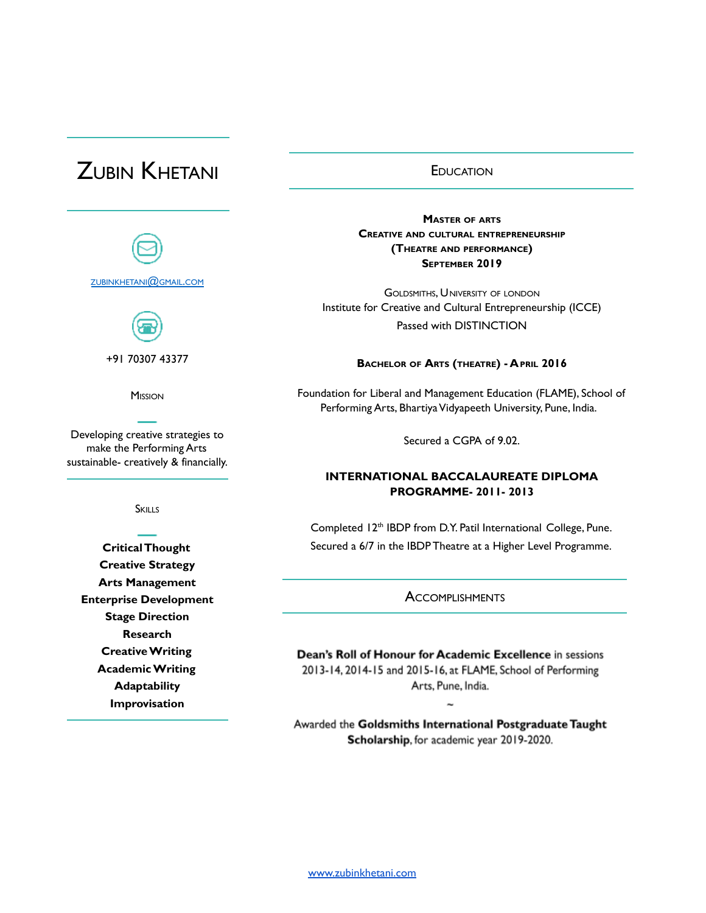# Zubin Khetani

zubinkhetani@gmail.com

+91 70307 43377

## Mission

Developing creative strategies to make the Performing Arts sustainable- creatively & financially.

## Skills

**Critical Thought**
**Creative Strategy**
**Arts Management**
**Enterprise Development**
**Stage Direction**
**Research**
**Creative Writing**
**Academic Writing**
**Adaptability**
**Improvisation**

## Education

**Master of Arts**
**Creative and Cultural Entrepreneurship**
**(Theatre and Performance)**
**September 2019**

Goldsmiths, University of London
Institute for Creative and Cultural Entrepreneurship (ICCE)
Passed with DISTINCTION

**Bachelor of Arts (Theatre) - April 2016**

Foundation for Liberal and Management Education (FLAME), School of Performing Arts, Bhartiya Vidyapeeth University, Pune, India.

Secured a CGPA of 9.02.

**INTERNATIONAL BACCALAUREATE DIPLOMA PROGRAMME- 2011- 2013**

Completed 12th IBDP from D.Y. Patil International College, Pune.
Secured a 6/7 in the IBDP Theatre at a Higher Level Programme.

## Accomplishments

**Dean's Roll of Honour for Academic Excellence** in sessions 2013-14, 2014-15 and 2015-16, at FLAME, School of Performing Arts, Pune, India.

~

Awarded the **Goldsmiths International Postgraduate Taught Scholarship**, for academic year 2019-2020.

www.zubinkhetani.com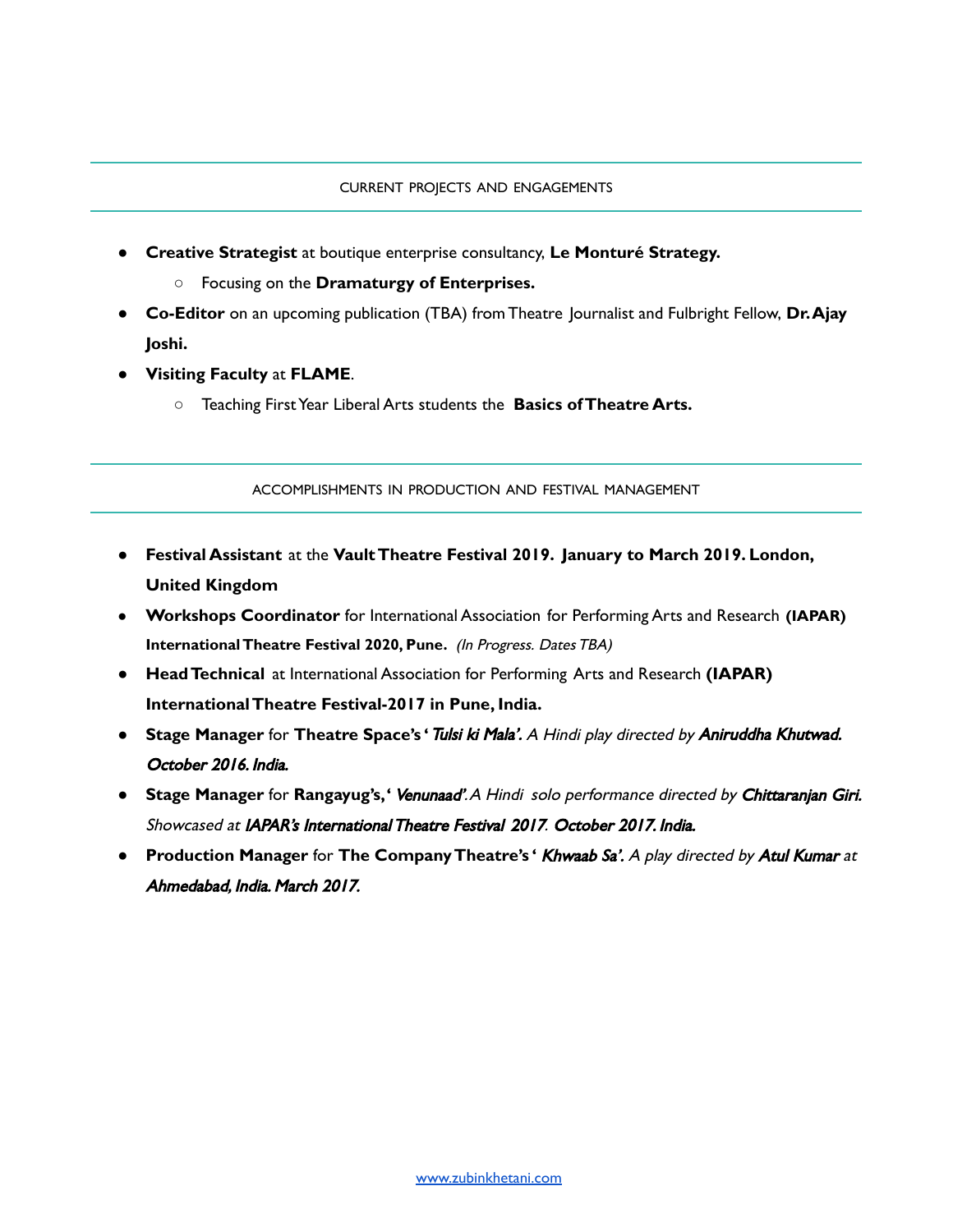## CURRENT PROJECTS AND ENGAGEMENTS

- **Creative Strategist** at boutique enterprise consultancy, **Le Monturé Strategy.**
  - Focusing on the **Dramaturgy of Enterprises.**
- **Co-Editor** on an upcoming publication (TBA) from Theatre Journalist and Fulbright Fellow, **Dr. Ajay Joshi.**
- **Visiting Faculty** at **FLAME**.
  - Teaching First Year Liberal Arts students the **Basics of Theatre Arts.**

## ACCOMPLISHMENTS IN PRODUCTION AND FESTIVAL MANAGEMENT

- **Festival Assistant** at the **Vault Theatre Festival 2019. January to March 2019. London, United Kingdom**
- **Workshops Coordinator** for International Association for Performing Arts and Research **(IAPAR) International Theatre Festival 2020, Pune.** *(In Progress. Dates TBA)*
- **Head Technical** at International Association for Performing Arts and Research **(IAPAR) International Theatre Festival-2017 in Pune, India.**
- **Stage Manager** for **Theatre Space's '** ***Tulsi ki Mala'.*** *A Hindi play directed by* ***Aniruddha Khutwad. October 2016. India.***
- **Stage Manager** for **Rangayug's, '** ***Venunaad'.*** *A Hindi solo performance directed by* ***Chittaranjan Giri.*** *Showcased at* ***IAPAR's International Theatre Festival 2017****.* ***October 2017. India.***
- **Production Manager** for **The Company Theatre's '** ***Khwaab Sa'.*** *A play directed by* ***Atul Kumar*** *at* ***Ahmedabad, India. March 2017.***

[www.zubinkhetani.com](http://www.zubinkhetani.com)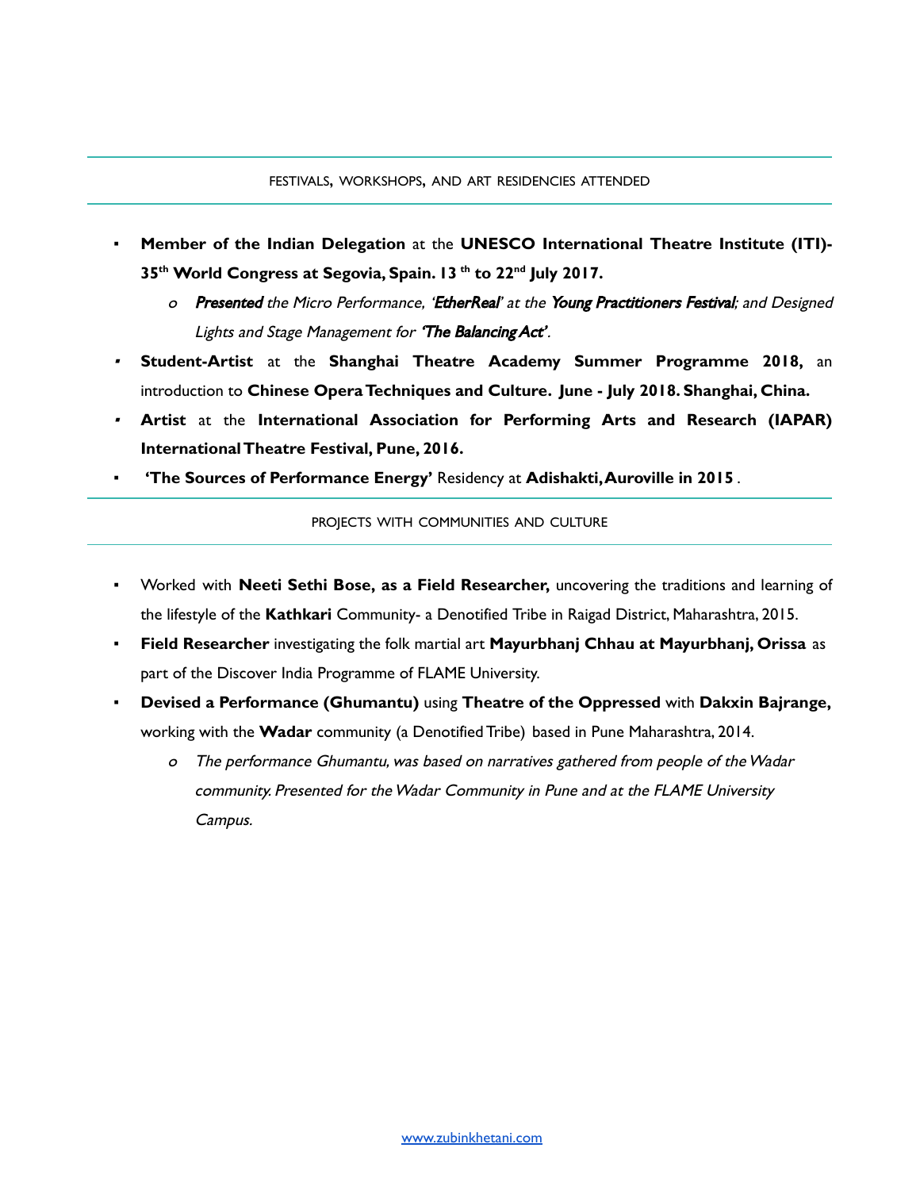## FESTIVALS, WORKSHOPS, AND ART RESIDENCIES ATTENDED

- **Member of the Indian Delegation** at the **UNESCO International Theatre Institute (ITI)- 35th World Congress at Segovia, Spain. 13 th to 22nd July 2017.**
  - *Presented the Micro Performance, '**EtherReal**' at the **Young Practitioners Festival**; and Designed Lights and Stage Management for **'The Balancing Act'**.*
- **Student-Artist** at the **Shanghai Theatre Academy Summer Programme 2018,** an introduction to **Chinese Opera Techniques and Culture. June - July 2018. Shanghai, China.**
- **Artist** at the **International Association for Performing Arts and Research (IAPAR) International Theatre Festival, Pune, 2016.**
- **'The Sources of Performance Energy'** Residency at **Adishakti, Auroville in 2015** .

## PROJECTS WITH COMMUNITIES AND CULTURE

- Worked with **Neeti Sethi Bose, as a Field Researcher,** uncovering the traditions and learning of the lifestyle of the **Kathkari** Community- a Denotified Tribe in Raigad District, Maharashtra, 2015.
- **Field Researcher** investigating the folk martial art **Mayurbhanj Chhau at Mayurbhanj, Orissa** as part of the Discover India Programme of FLAME University.
- **Devised a Performance (Ghumantu)** using **Theatre of the Oppressed** with **Dakxin Bajrange,** working with the **Wadar** community (a Denotified Tribe) based in Pune Maharashtra, 2014.
  - *The performance Ghumantu, was based on narratives gathered from people of the Wadar community. Presented for the Wadar Community in Pune and at the FLAME University Campus.*

www.zubinkhetani.com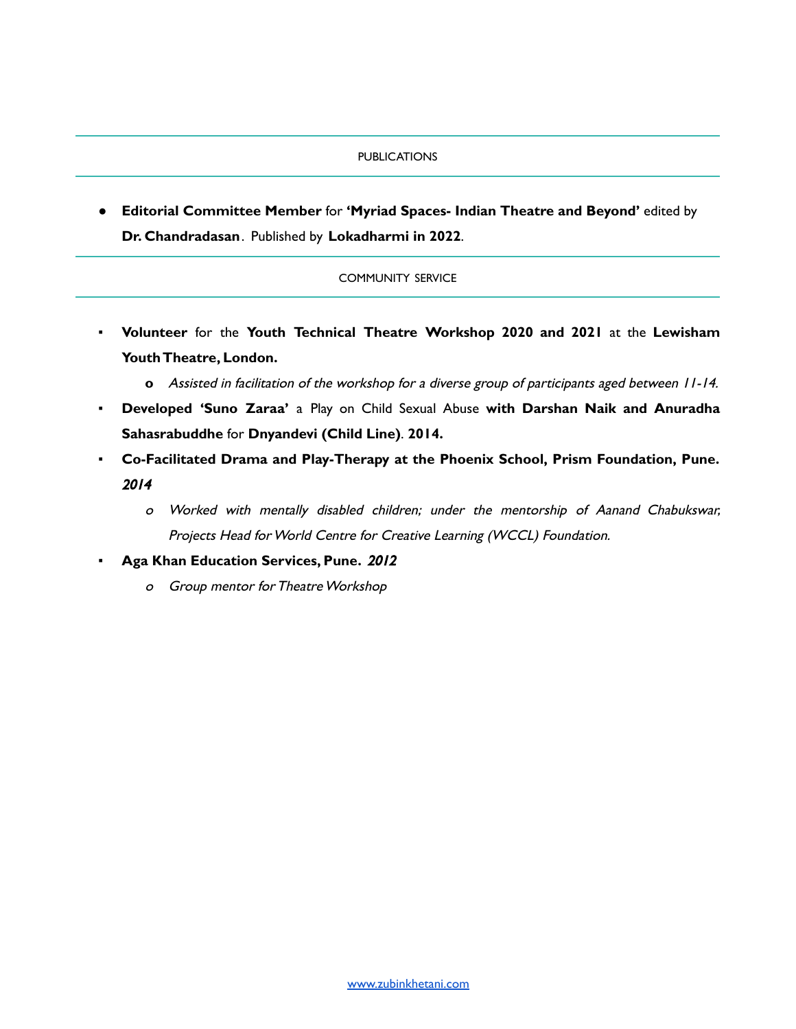## PUBLICATIONS

- **Editorial Committee Member** for **'Myriad Spaces- Indian Theatre and Beyond'** edited by **Dr. Chandradasan**. Published by **Lokadharmi in 2022**.

## COMMUNITY SERVICE

- **Volunteer** for the **Youth Technical Theatre Workshop 2020 and 2021** at the **Lewisham Youth Theatre, London.**
  - *Assisted in facilitation of the workshop for a diverse group of participants aged between 11-14.*
- **Developed 'Suno Zaraa'** a Play on Child Sexual Abuse **with Darshan Naik and Anuradha Sahasrabuddhe** for **Dnyandevi (Child Line)**. **2014.**
- **Co-Facilitated Drama and Play-Therapy at the Phoenix School, Prism Foundation, Pune.** ***2014***
  - *Worked with mentally disabled children; under the mentorship of Aanand Chabukswar, Projects Head for World Centre for Creative Learning (WCCL) Foundation.*
- **Aga Khan Education Services, Pune.** ***2012***
  - *Group mentor for Theatre Workshop*

www.zubinkhetani.com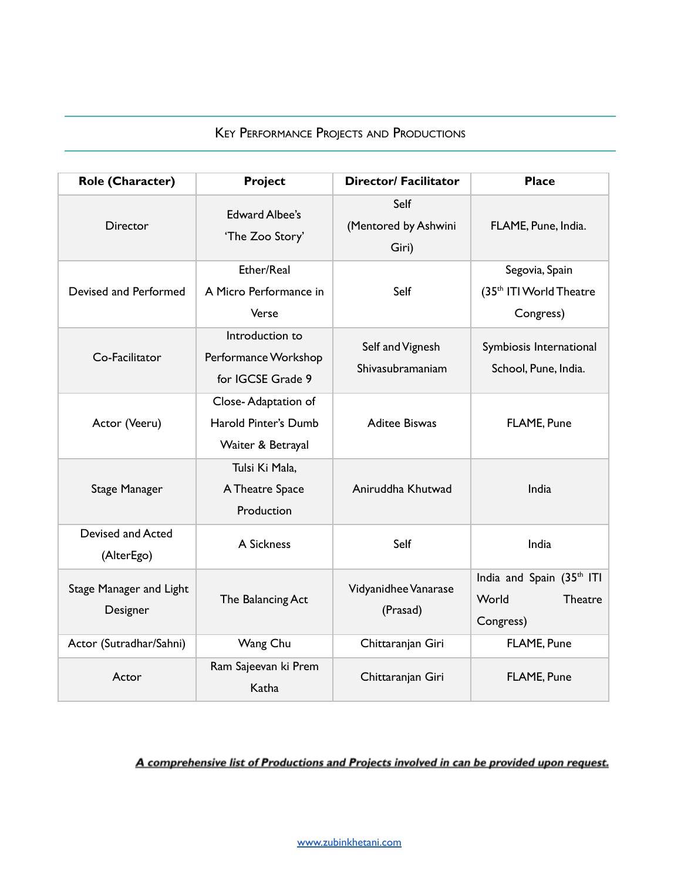## Key Performance Projects and Productions

| Role (Character) | Project | Director/ Facilitator | Place |
|---|---|---|---|
| Director | Edward Albee's 'The Zoo Story' | Self (Mentored by Ashwini Giri) | FLAME, Pune, India. |
| Devised and Performed | Ether/Real A Micro Performance in Verse | Self | Segovia, Spain (35th ITI World Theatre Congress) |
| Co-Facilitator | Introduction to Performance Workshop for IGCSE Grade 9 | Self and Vignesh Shivasubramaniam | Symbiosis International School, Pune, India. |
| Actor (Veeru) | Close- Adaptation of Harold Pinter's Dumb Waiter & Betrayal | Aditee Biswas | FLAME, Pune |
| Stage Manager | Tulsi Ki Mala, A Theatre Space Production | Aniruddha Khutwad | India |
| Devised and Acted (AlterEgo) | A Sickness | Self | India |
| Stage Manager and Light Designer | The Balancing Act | Vidyanidhee Vanarase (Prasad) | India and Spain (35th ITI World Theatre Congress) |
| Actor (Sutradhar/Sahni) | Wang Chu | Chittaranjan Giri | FLAME, Pune |
| Actor | Ram Sajeevan ki Prem Katha | Chittaranjan Giri | FLAME, Pune |

***A comprehensive list of Productions and Projects involved in can be provided upon request.***

www.zubinkhetani.com